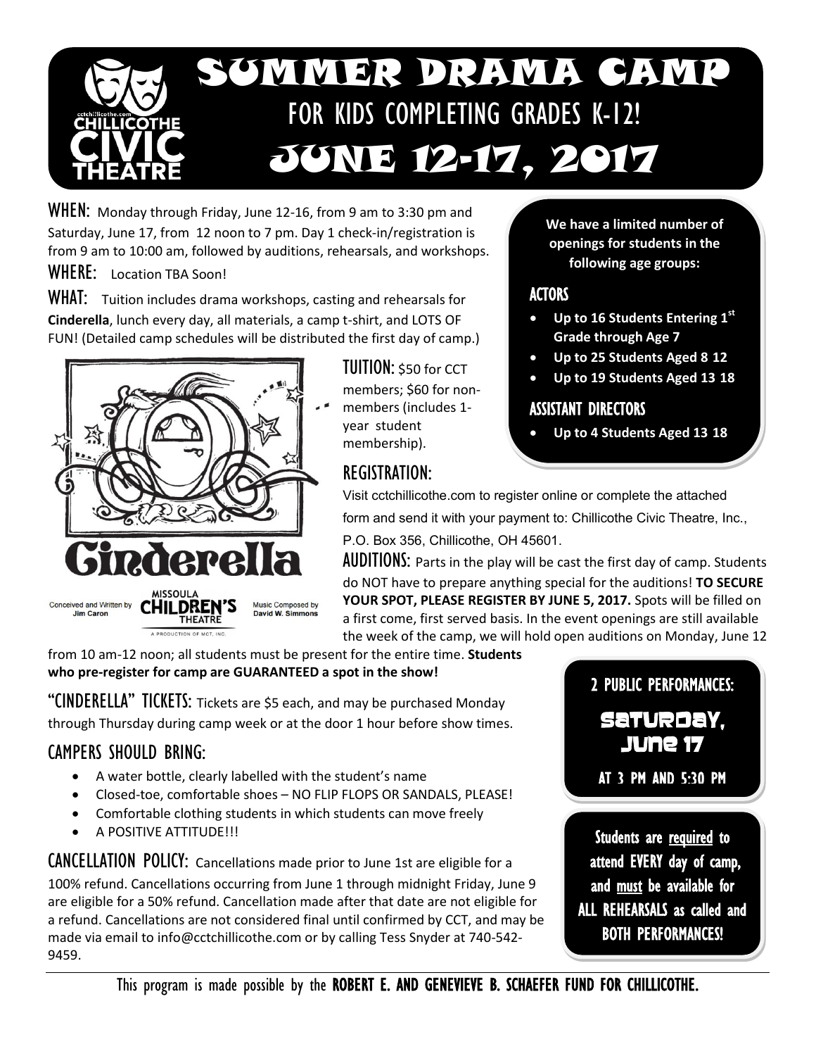# SUMMER DRAMA CAMP

## FOR KIDS COMPLETING GRADES K-12!

# JUNE 12-17, 2017

**WHEN:** Monday through Friday, June 12-16, from 9 am to 3:30 pm and Saturday, June 17, from 12 noon to 7 pm. Day 1 check-in/registration is from 9 am to 10:00 am, followed by auditions, rehearsals, and workshops.

**WHERE:** Location TBA Soon!

**WHAT:** Tuition includes drama workshops, casting and rehearsals for **Cinderella**, lunch every day, all materials, a camp t-shirt, and LOTS OF FUN! (Detailed camp schedules will be distributed the first day of camp.)

**We have a limited number of openings for students in the following age groups:**

### ACTORS

- **Up to 16 Students Entering 1st Grade through Age 7**
- **Up to 25 Students Aged 8 12**
- **Up to 19 Students Aged 13 18**

### ASSISTANT DIRECTORS

- **Up to 4 Students Aged 13 18**

Cinderella

Conceived and Written by Jim Caron — MISSOULA CHILDREN'S THEATRE — Music Composed by David W. Simmons

A PRODUCTION OF MCT, INC.

**TUITION:** $50 for CCT members; $60 for non-members (includes 1-year student membership).

**REGISTRATION:**

Visit cctchillicothe.com to register online or complete the attached form and send it with your payment to: Chillicothe Civic Theatre, Inc., P.O. Box 356, Chillicothe, OH 45601.

**AUDITIONS:** Parts in the play will be cast the first day of camp. Students do NOT have to prepare anything special for the auditions! **TO SECURE YOUR SPOT, PLEASE REGISTER BY JUNE 5, 2017.** Spots will be filled on a first come, first served basis. In the event openings are still available the week of the camp, we will hold open auditions on Monday, June 12 from 10 am-12 noon; all students must be present for the entire time. **Students who pre-register for camp are GUARANTEED a spot in the show!**

**"CINDERELLA" TICKETS:** Tickets are $5 each, and may be purchased Monday through Thursday during camp week or at the door 1 hour before show times.

### CAMPERS SHOULD BRING:

- A water bottle, clearly labelled with the student's name
- Closed-toe, comfortable shoes – NO FLIP FLOPS OR SANDALS, PLEASE!
- Comfortable clothing students in which students can move freely
- A POSITIVE ATTITUDE!!!

**CANCELLATION POLICY:** Cancellations made prior to June 1st are eligible for a 100% refund. Cancellations occurring from June 1 through midnight Friday, June 9 are eligible for a 50% refund. Cancellation made after that date are not eligible for a refund. Cancellations are not considered final until confirmed by CCT, and may be made via email to info@cctchillicothe.com or by calling Tess Snyder at 740-542-9459.

**2 PUBLIC PERFORMANCES:**

**SATURDAY, JUNE 17**

**AT 3 PM AND 5:30 PM**

**Students are required to attend EVERY day of camp, and must be available for ALL REHEARSALS as called and BOTH PERFORMANCES!**

This program is made possible by the **ROBERT E. AND GENEVIEVE B. SCHAEFER FUND FOR CHILLICOTHE.**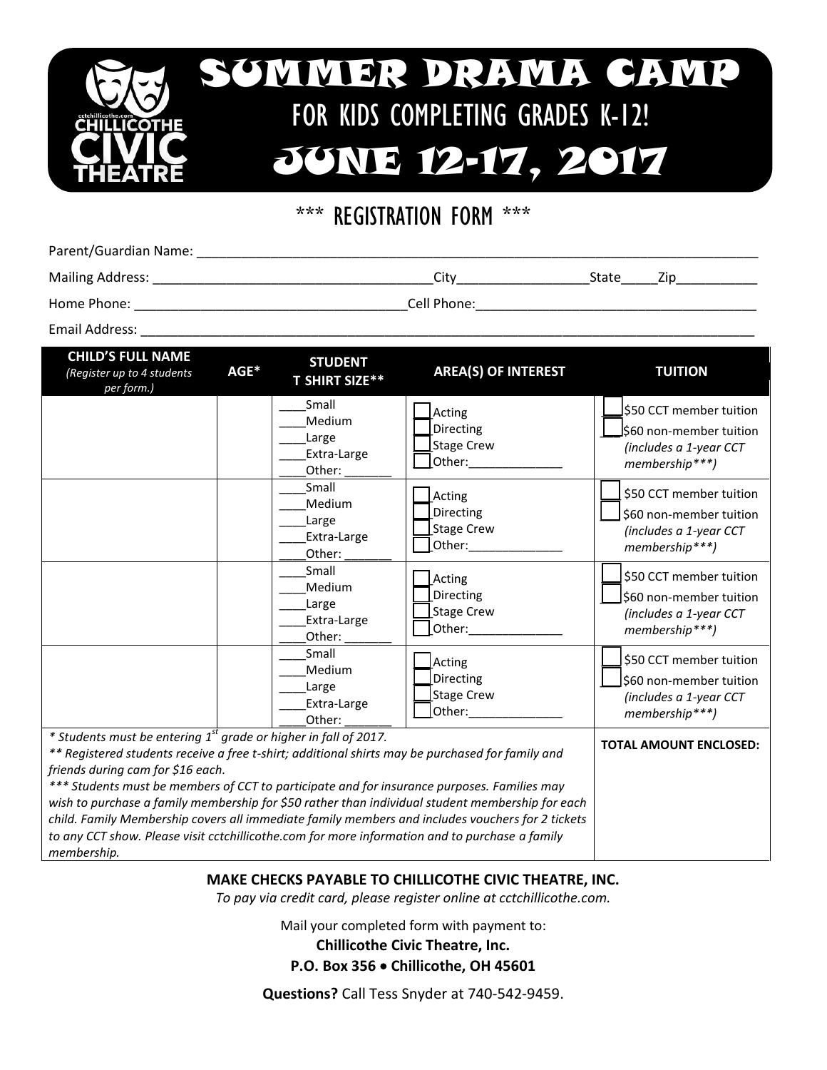# SUMMER DRAMA CAMP

## FOR KIDS COMPLETING GRADES K-12!

# JUNE 12-17, 2017

## *** REGISTRATION FORM ***

Parent/Guardian Name: ______________________________________________________________

Mailing Address: ______________________________________City_________________State_____Zip___________

Home Phone: ____________________________________Cell Phone:_____________________________________

Email Address: ____________________________________________________________________________

| CHILD'S FULL NAME *(Register up to 4 students per form.)* | AGE* | STUDENT T SHIRT SIZE** | AREA(S) OF INTEREST | TUITION |
|---|---|---|---|---|
| | | ____Small<br>____Medium<br>____Large<br>____Extra-Large<br>____Other: _______ | ☐ Acting<br>☐ Directing<br>☐ Stage Crew<br>☐ Other:______________ | ☐ $50 CCT member tuition<br>☐ $60 non-member tuition *(includes a 1-year CCT membership***)* |
| | | ____Small<br>____Medium<br>____Large<br>____Extra-Large<br>____Other: _______ | ☐ Acting<br>☐ Directing<br>☐ Stage Crew<br>☐ Other:______________ | ☐ $50 CCT member tuition<br>☐ $60 non-member tuition *(includes a 1-year CCT membership***)* |
| | | ____Small<br>____Medium<br>____Large<br>____Extra-Large<br>____Other: _______ | ☐ Acting<br>☐ Directing<br>☐ Stage Crew<br>☐ Other:______________ | ☐ $50 CCT member tuition<br>☐ $60 non-member tuition *(includes a 1-year CCT membership***)* |
| | | ____Small<br>____Medium<br>____Large<br>____Extra-Large<br>____Other: _______ | ☐ Acting<br>☐ Directing<br>☐ Stage Crew<br>☐ Other:______________ | ☐ $50 CCT member tuition<br>☐ $60 non-member tuition *(includes a 1-year CCT membership***)* |
| *\* Students must be entering 1st grade or higher in fall of 2017.*<br>*\*\* Registered students receive a free t-shirt; additional shirts may be purchased for family and friends during cam for $16 each.*<br>*\*\*\* Students must be members of CCT to participate and for insurance purposes. Families may wish to purchase a family membership for $50 rather than individual student membership for each child. Family Membership covers all immediate family members and includes vouchers for 2 tickets to any CCT show. Please visit cctchillicothe.com for more information and to purchase a family membership.* | | | | **TOTAL AMOUNT ENCLOSED:** |

**MAKE CHECKS PAYABLE TO CHILLICOTHE CIVIC THEATRE, INC.**

*To pay via credit card, please register online at cctchillicothe.com.*

Mail your completed form with payment to:

**Chillicothe Civic Theatre, Inc.**

**P.O. Box 356 • Chillicothe, OH 45601**

**Questions?** Call Tess Snyder at 740-542-9459.